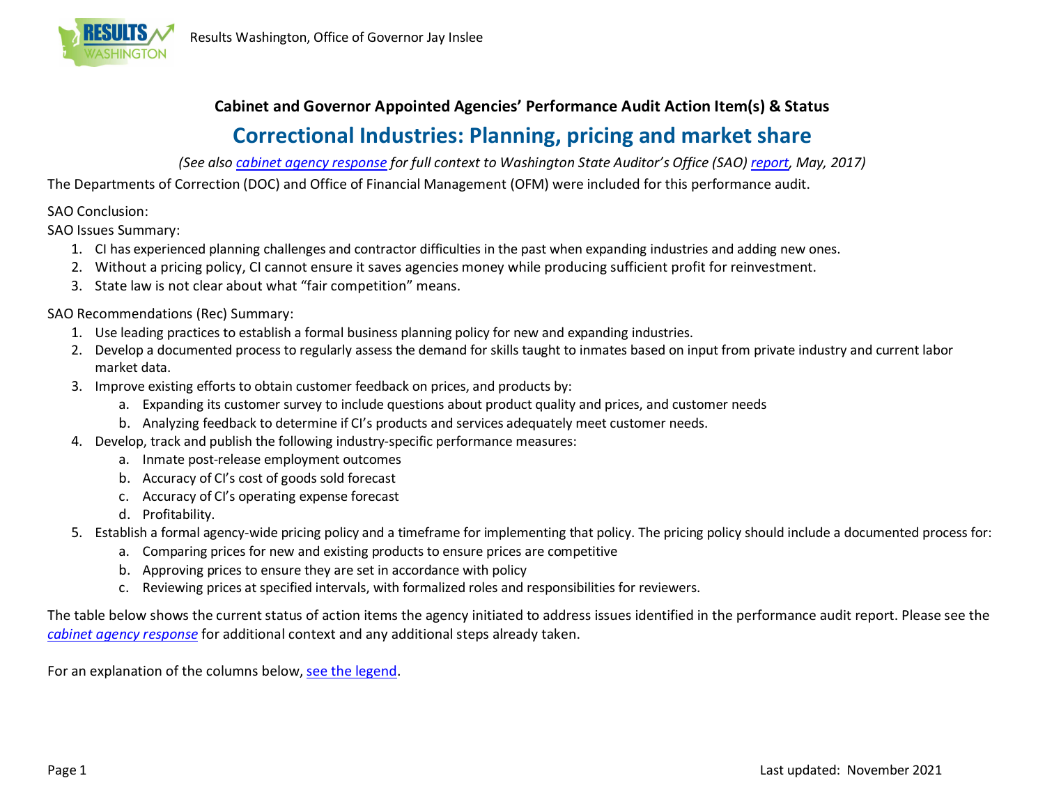Results Washington, Office of Governor Jay Inslee

**Cabinet and Governor Appointed Agencies' Performance Audit Action Item(s) & Status**

# Correctional Industries: Planning, pricing and market share

*(See also cabinet agency response for full context to Washington State Auditor's Office (SAO) report, May, 2017)*

The Departments of Correction (DOC) and Office of Financial Management (OFM) were included for this performance audit.

SAO Conclusion:

SAO Issues Summary:

1. CI has experienced planning challenges and contractor difficulties in the past when expanding industries and adding new ones.
2. Without a pricing policy, CI cannot ensure it saves agencies money while producing sufficient profit for reinvestment.
3. State law is not clear about what "fair competition" means.

SAO Recommendations (Rec) Summary:

1. Use leading practices to establish a formal business planning policy for new and expanding industries.
2. Develop a documented process to regularly assess the demand for skills taught to inmates based on input from private industry and current labor market data.
3. Improve existing efforts to obtain customer feedback on prices, and products by:
   a. Expanding its customer survey to include questions about product quality and prices, and customer needs
   b. Analyzing feedback to determine if CI's products and services adequately meet customer needs.
4. Develop, track and publish the following industry-specific performance measures:
   a. Inmate post-release employment outcomes
   b. Accuracy of CI's cost of goods sold forecast
   c. Accuracy of CI's operating expense forecast
   d. Profitability.
5. Establish a formal agency-wide pricing policy and a timeframe for implementing that policy. The pricing policy should include a documented process for:
   a. Comparing prices for new and existing products to ensure prices are competitive
   b. Approving prices to ensure they are set in accordance with policy
   c. Reviewing prices at specified intervals, with formalized roles and responsibilities for reviewers.

The table below shows the current status of action items the agency initiated to address issues identified in the performance audit report. Please see the *cabinet agency response* for additional context and any additional steps already taken.

For an explanation of the columns below, see the legend.

Last updated: November 2021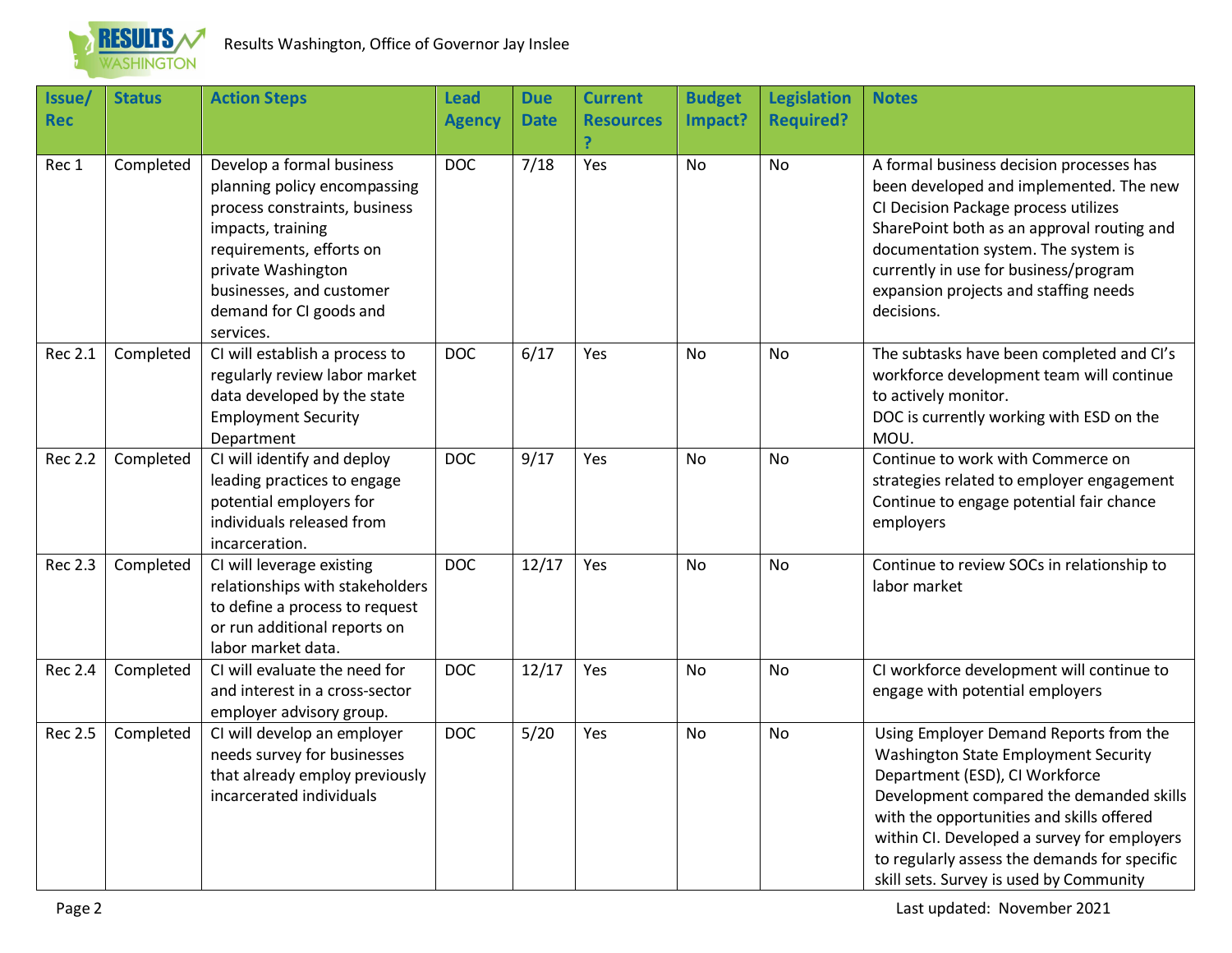| Issue/ Rec | Status | Action Steps | Lead Agency | Due Date | Current Resources? | Budget Impact? | Legislation Required? | Notes |
|---|---|---|---|---|---|---|---|---|
| Rec 1 | Completed | Develop a formal business planning policy encompassing process constraints, business impacts, training requirements, efforts on private Washington businesses, and customer demand for CI goods and services. | DOC | 7/18 | Yes | No | No | A formal business decision processes has been developed and implemented. The new CI Decision Package process utilizes SharePoint both as an approval routing and documentation system. The system is currently in use for business/program expansion projects and staffing needs decisions. |
| Rec 2.1 | Completed | CI will establish a process to regularly review labor market data developed by the state Employment Security Department | DOC | 6/17 | Yes | No | No | The subtasks have been completed and CI's workforce development team will continue to actively monitor.<br>DOC is currently working with ESD on the MOU. |
| Rec 2.2 | Completed | CI will identify and deploy leading practices to engage potential employers for individuals released from incarceration. | DOC | 9/17 | Yes | No | No | Continue to work with Commerce on strategies related to employer engagement<br>Continue to engage potential fair chance employers |
| Rec 2.3 | Completed | CI will leverage existing relationships with stakeholders to define a process to request or run additional reports on labor market data. | DOC | 12/17 | Yes | No | No | Continue to review SOCs in relationship to labor market |
| Rec 2.4 | Completed | CI will evaluate the need for and interest in a cross-sector employer advisory group. | DOC | 12/17 | Yes | No | No | CI workforce development will continue to engage with potential employers |
| Rec 2.5 | Completed | CI will develop an employer needs survey for businesses that already employ previously incarcerated individuals | DOC | 5/20 | Yes | No | No | Using Employer Demand Reports from the Washington State Employment Security Department (ESD), CI Workforce Development compared the demanded skills with the opportunities and skills offered within CI. Developed a survey for employers to regularly assess the demands for specific skill sets. Survey is used by Community |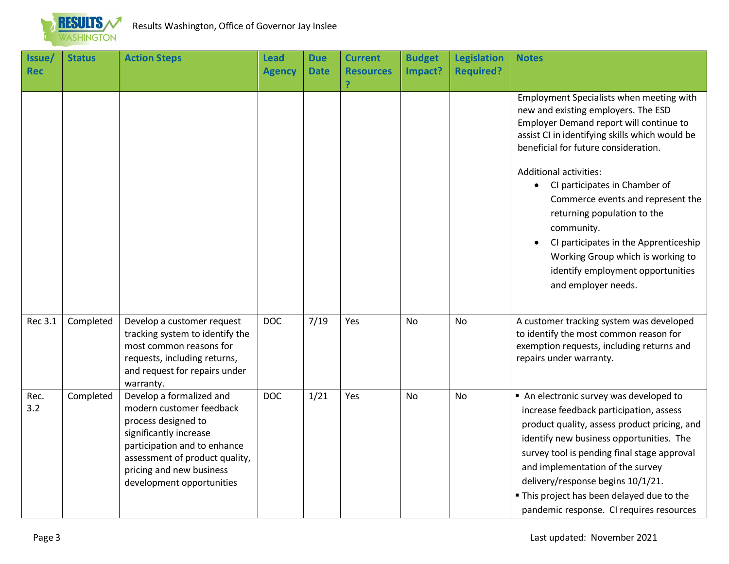| Issue/ Rec | Status | Action Steps | Lead Agency | Due Date | Current Resources? | Budget Impact? | Legislation Required? | Notes |
|---|---|---|---|---|---|---|---|---|
| | | | | | | | | Employment Specialists when meeting with new and existing employers. The ESD Employer Demand report will continue to assist CI in identifying skills which would be beneficial for future consideration.<br><br>Additional activities:<br>• CI participates in Chamber of Commerce events and represent the returning population to the community.<br>• CI participates in the Apprenticeship Working Group which is working to identify employment opportunities and employer needs. |
| Rec 3.1 | Completed | Develop a customer request tracking system to identify the most common reasons for requests, including returns, and request for repairs under warranty. | DOC | 7/19 | Yes | No | No | A customer tracking system was developed to identify the most common reason for exemption requests, including returns and repairs under warranty. |
| Rec. 3.2 | Completed | Develop a formalized and modern customer feedback process designed to significantly increase participation and to enhance assessment of product quality, pricing and new business development opportunities | DOC | 1/21 | Yes | No | No | ▪ An electronic survey was developed to increase feedback participation, assess product quality, assess product pricing, and identify new business opportunities. The survey tool is pending final stage approval and implementation of the survey delivery/response begins 10/1/21.<br>▪ This project has been delayed due to the pandemic response. CI requires resources |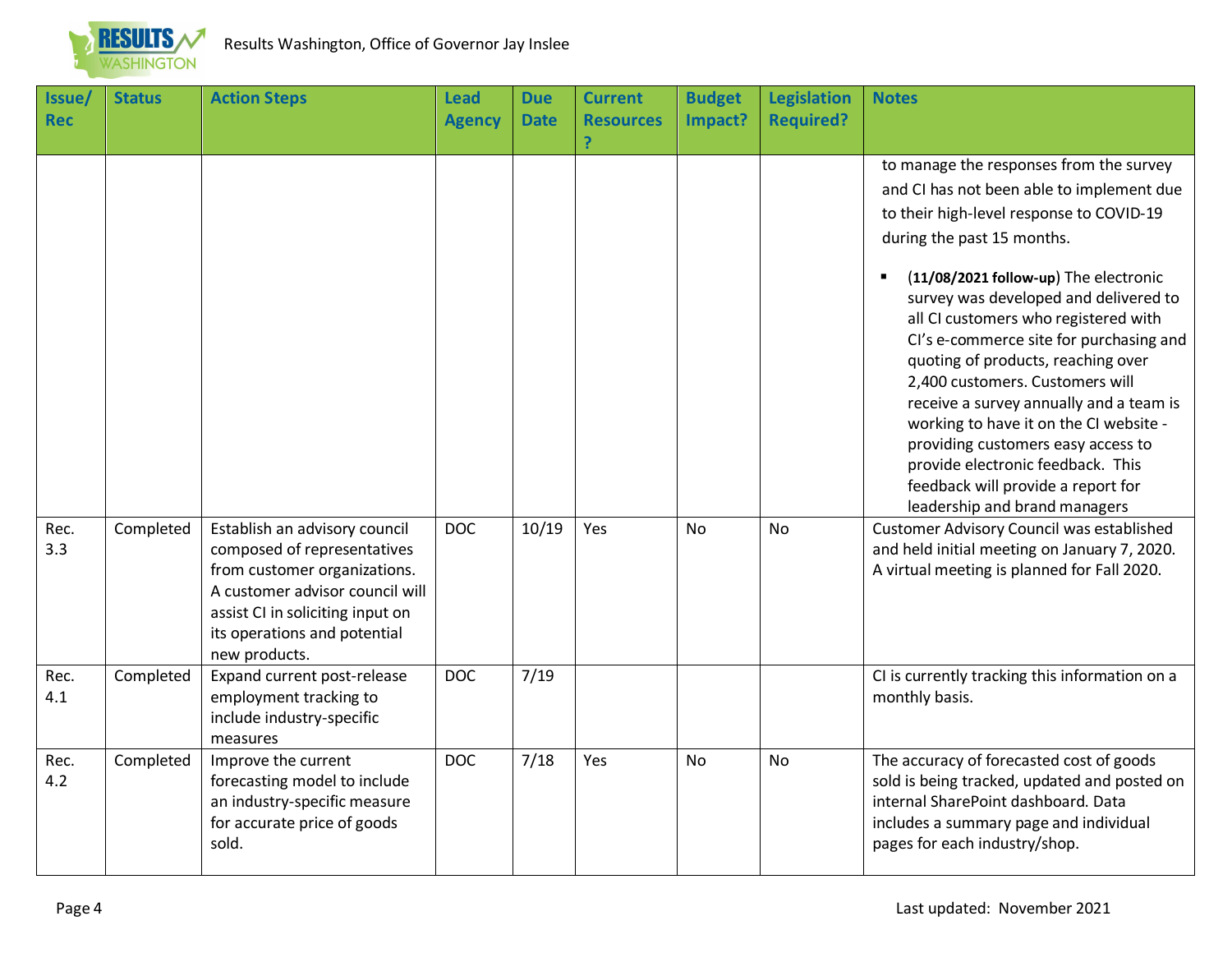| Issue/ Rec | Status | Action Steps | Lead Agency | Due Date | Current Resources? | Budget Impact? | Legislation Required? | Notes |
|---|---|---|---|---|---|---|---|---|
| | | | | | | | | to manage the responses from the survey and CI has not been able to implement due to their high-level response to COVID-19 during the past 15 months. <br> ▪ (**11/08/2021 follow-up**) The electronic survey was developed and delivered to all CI customers who registered with CI's e-commerce site for purchasing and quoting of products, reaching over 2,400 customers. Customers will receive a survey annually and a team is working to have it on the CI website - providing customers easy access to provide electronic feedback. This feedback will provide a report for leadership and brand managers |
| Rec. 3.3 | Completed | Establish an advisory council composed of representatives from customer organizations. A customer advisor council will assist CI in soliciting input on its operations and potential new products. | DOC | 10/19 | Yes | No | No | Customer Advisory Council was established and held initial meeting on January 7, 2020. A virtual meeting is planned for Fall 2020. |
| Rec. 4.1 | Completed | Expand current post-release employment tracking to include industry-specific measures | DOC | 7/19 | | | | CI is currently tracking this information on a monthly basis. |
| Rec. 4.2 | Completed | Improve the current forecasting model to include an industry-specific measure for accurate price of goods sold. | DOC | 7/18 | Yes | No | No | The accuracy of forecasted cost of goods sold is being tracked, updated and posted on internal SharePoint dashboard. Data includes a summary page and individual pages for each industry/shop. |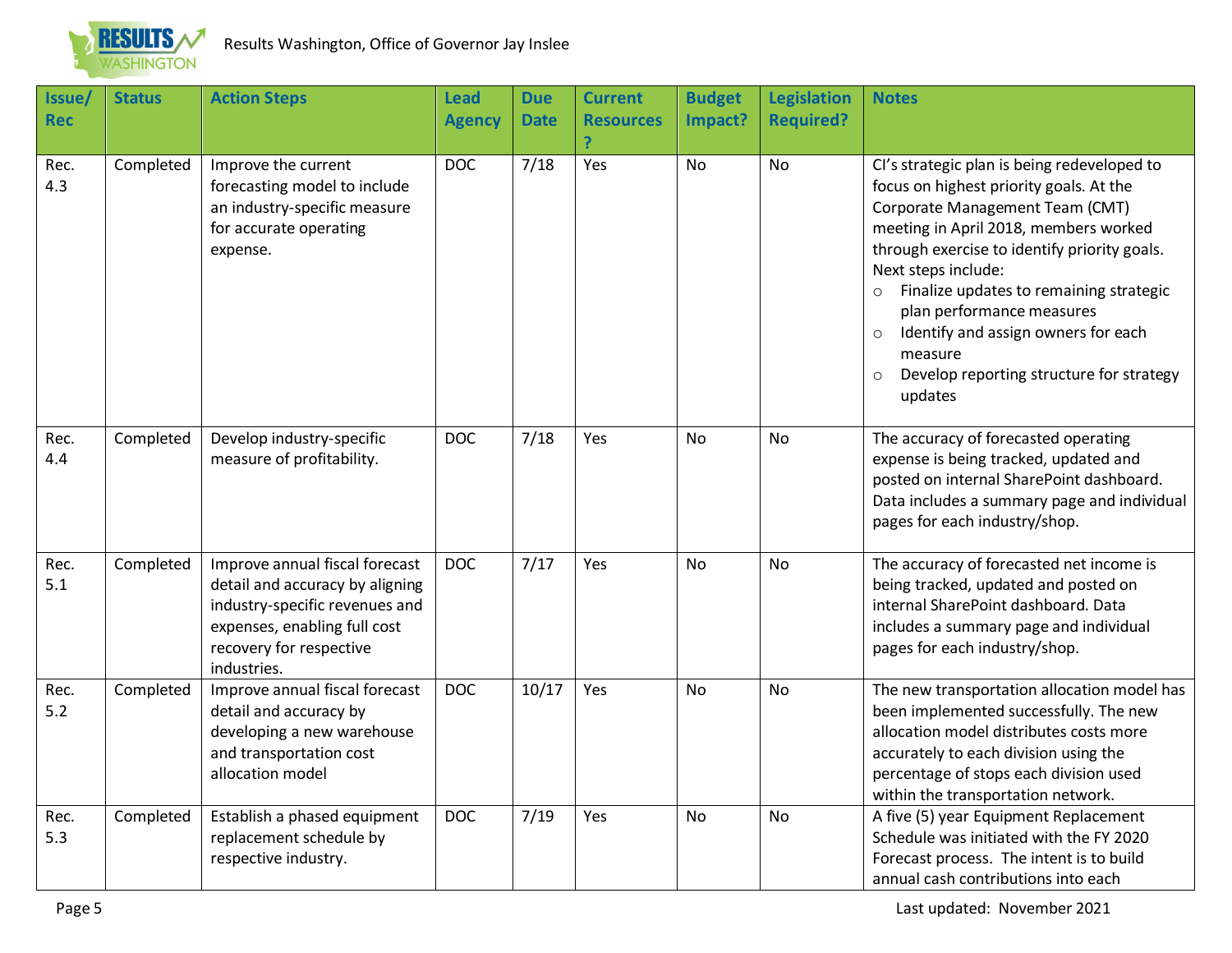| Issue/ Rec | Status | Action Steps | Lead Agency | Due Date | Current Resources? | Budget Impact? | Legislation Required? | Notes |
|---|---|---|---|---|---|---|---|---|
| Rec. 4.3 | Completed | Improve the current forecasting model to include an industry-specific measure for accurate operating expense. | DOC | 7/18 | Yes | No | No | CI's strategic plan is being redeveloped to focus on highest priority goals. At the Corporate Management Team (CMT) meeting in April 2018, members worked through exercise to identify priority goals. Next steps include: <br>○ Finalize updates to remaining strategic plan performance measures <br>○ Identify and assign owners for each measure <br>○ Develop reporting structure for strategy updates |
| Rec. 4.4 | Completed | Develop industry-specific measure of profitability. | DOC | 7/18 | Yes | No | No | The accuracy of forecasted operating expense is being tracked, updated and posted on internal SharePoint dashboard. Data includes a summary page and individual pages for each industry/shop. |
| Rec. 5.1 | Completed | Improve annual fiscal forecast detail and accuracy by aligning industry-specific revenues and expenses, enabling full cost recovery for respective industries. | DOC | 7/17 | Yes | No | No | The accuracy of forecasted net income is being tracked, updated and posted on internal SharePoint dashboard. Data includes a summary page and individual pages for each industry/shop. |
| Rec. 5.2 | Completed | Improve annual fiscal forecast detail and accuracy by developing a new warehouse and transportation cost allocation model | DOC | 10/17 | Yes | No | No | The new transportation allocation model has been implemented successfully. The new allocation model distributes costs more accurately to each division using the percentage of stops each division used within the transportation network. |
| Rec. 5.3 | Completed | Establish a phased equipment replacement schedule by respective industry. | DOC | 7/19 | Yes | No | No | A five (5) year Equipment Replacement Schedule was initiated with the FY 2020 Forecast process. The intent is to build annual cash contributions into each |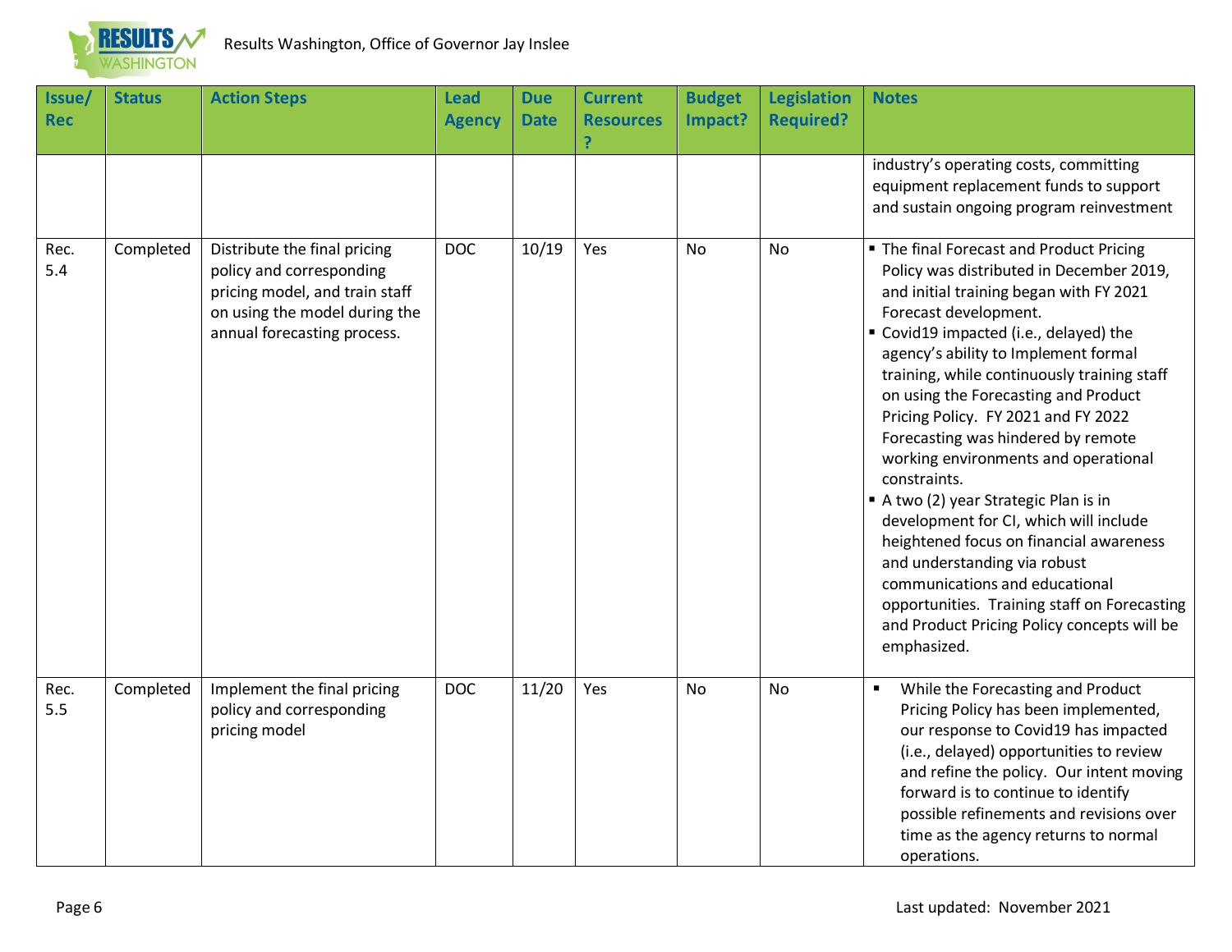| Issue/ Rec | Status | Action Steps | Lead Agency | Due Date | Current Resources? | Budget Impact? | Legislation Required? | Notes |
|---|---|---|---|---|---|---|---|---|
| | | | | | | | | industry's operating costs, committing equipment replacement funds to support and sustain ongoing program reinvestment |
| Rec. 5.4 | Completed | Distribute the final pricing policy and corresponding pricing model, and train staff on using the model during the annual forecasting process. | DOC | 10/19 | Yes | No | No | ▪ The final Forecast and Product Pricing Policy was distributed in December 2019, and initial training began with FY 2021 Forecast development.<br>▪ Covid19 impacted (i.e., delayed) the agency's ability to Implement formal training, while continuously training staff on using the Forecasting and Product Pricing Policy. FY 2021 and FY 2022 Forecasting was hindered by remote working environments and operational constraints.<br>▪ A two (2) year Strategic Plan is in development for CI, which will include heightened focus on financial awareness and understanding via robust communications and educational opportunities. Training staff on Forecasting and Product Pricing Policy concepts will be emphasized. |
| Rec. 5.5 | Completed | Implement the final pricing policy and corresponding pricing model | DOC | 11/20 | Yes | No | No | ▪ While the Forecasting and Product Pricing Policy has been implemented, our response to Covid19 has impacted (i.e., delayed) opportunities to review and refine the policy. Our intent moving forward is to continue to identify possible refinements and revisions over time as the agency returns to normal operations. |

Last updated: November 2021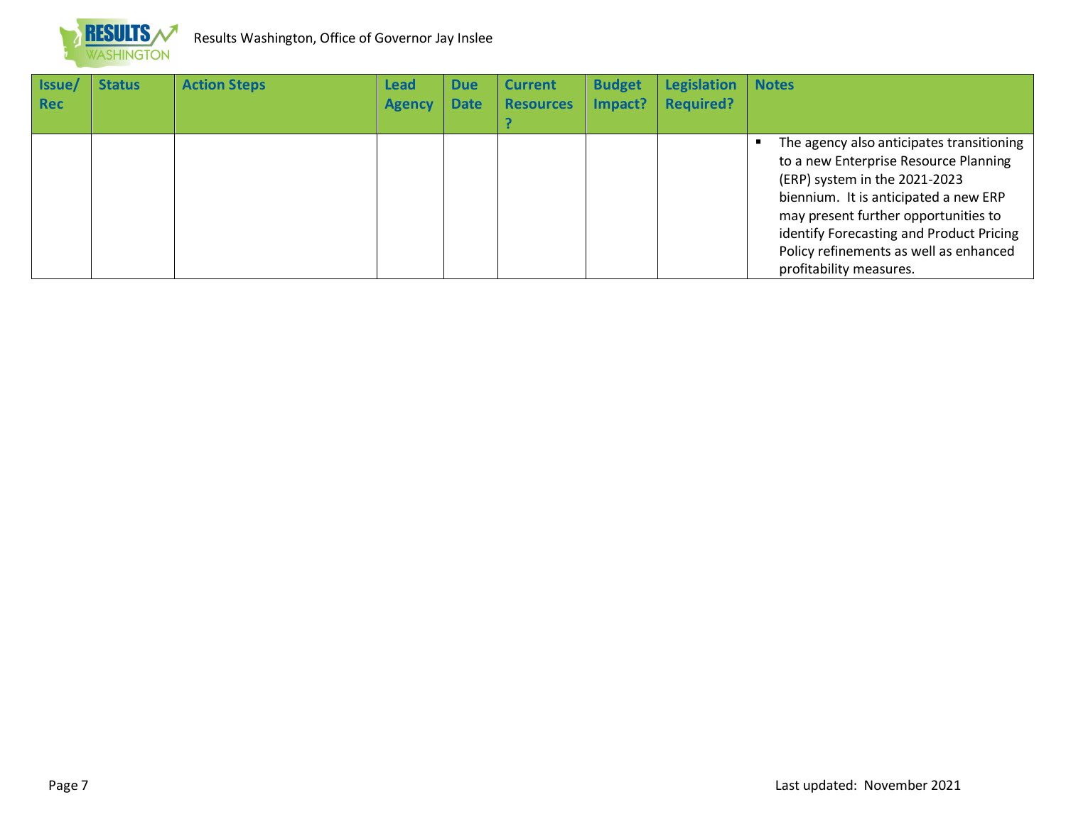| Issue/ Rec | Status | Action Steps | Lead Agency | Due Date | Current Resources? | Budget Impact? | Legislation Required? | Notes |
|---|---|---|---|---|---|---|---|---|
| | | | | | | | | ▪ The agency also anticipates transitioning to a new Enterprise Resource Planning (ERP) system in the 2021-2023 biennium. It is anticipated a new ERP may present further opportunities to identify Forecasting and Product Pricing Policy refinements as well as enhanced profitability measures. |